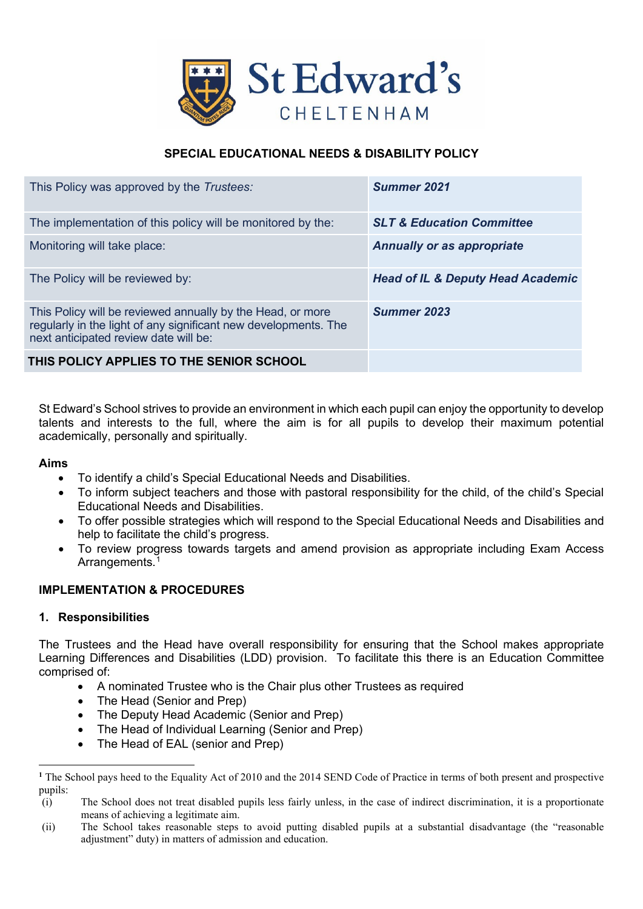# SPECIAL EDUCATIONAL NEEDS & DISABILITY POLICY

| | |
|---|---|
| This Policy was approved by the *Trustees:* | ***Summer 2021*** |
| The implementation of this policy will be monitored by the: | ***SLT & Education Committee*** |
| Monitoring will take place: | ***Annually or as appropriate*** |
| The Policy will be reviewed by: | ***Head of IL & Deputy Head Academic*** |
| This Policy will be reviewed annually by the Head, or more regularly in the light of any significant new developments. The next anticipated review date will be: | ***Summer 2023*** |
| **THIS POLICY APPLIES TO THE SENIOR SCHOOL** | |

St Edward's School strives to provide an environment in which each pupil can enjoy the opportunity to develop talents and interests to the full, where the aim is for all pupils to develop their maximum potential academically, personally and spiritually.

**Aims**

- To identify a child's Special Educational Needs and Disabilities.
- To inform subject teachers and those with pastoral responsibility for the child, of the child's Special Educational Needs and Disabilities.
- To offer possible strategies which will respond to the Special Educational Needs and Disabilities and help to facilitate the child's progress.
- To review progress towards targets and amend provision as appropriate including Exam Access Arrangements.[1]

## IMPLEMENTATION & PROCEDURES

### 1. Responsibilities

The Trustees and the Head have overall responsibility for ensuring that the School makes appropriate Learning Differences and Disabilities (LDD) provision. To facilitate this there is an Education Committee comprised of:

- A nominated Trustee who is the Chair plus other Trustees as required
- The Head (Senior and Prep)
- The Deputy Head Academic (Senior and Prep)
- The Head of Individual Learning (Senior and Prep)
- The Head of EAL (senior and Prep)

---

[1] The School pays heed to the Equality Act of 2010 and the 2014 SEND Code of Practice in terms of both present and prospective pupils:

(i) The School does not treat disabled pupils less fairly unless, in the case of indirect discrimination, it is a proportionate means of achieving a legitimate aim.

(ii) The School takes reasonable steps to avoid putting disabled pupils at a substantial disadvantage (the "reasonable adjustment" duty) in matters of admission and education.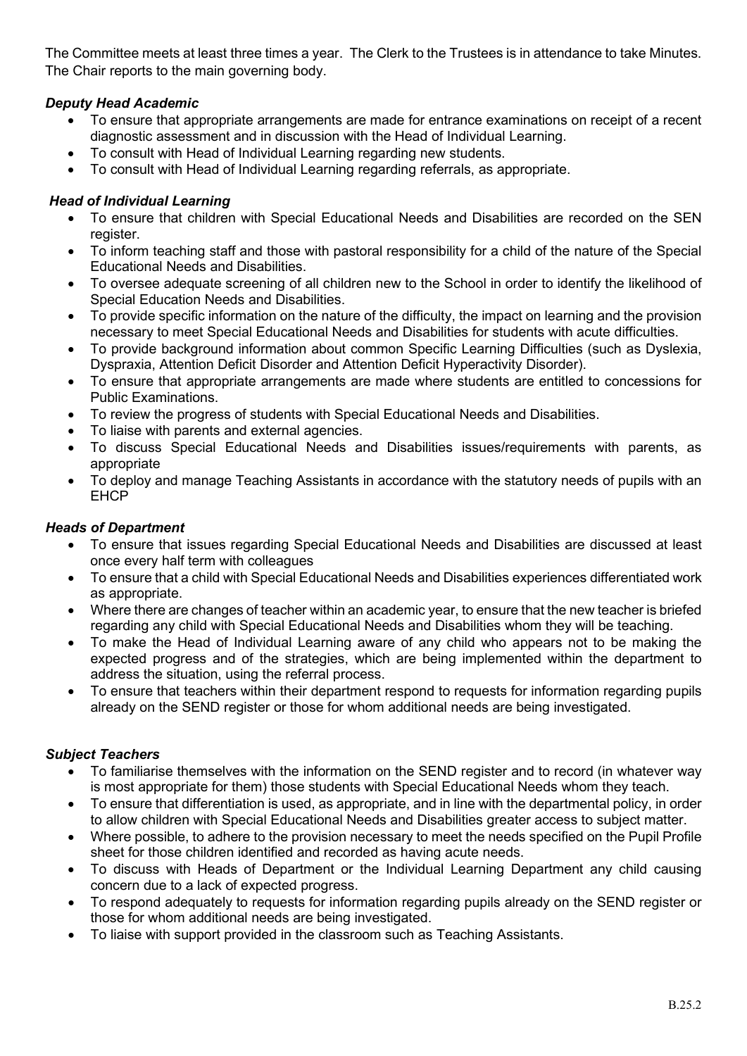The Committee meets at least three times a year. The Clerk to the Trustees is in attendance to take Minutes. The Chair reports to the main governing body.

***Deputy Head Academic***

- To ensure that appropriate arrangements are made for entrance examinations on receipt of a recent diagnostic assessment and in discussion with the Head of Individual Learning.
- To consult with Head of Individual Learning regarding new students.
- To consult with Head of Individual Learning regarding referrals, as appropriate.

***Head of Individual Learning***

- To ensure that children with Special Educational Needs and Disabilities are recorded on the SEN register.
- To inform teaching staff and those with pastoral responsibility for a child of the nature of the Special Educational Needs and Disabilities.
- To oversee adequate screening of all children new to the School in order to identify the likelihood of Special Education Needs and Disabilities.
- To provide specific information on the nature of the difficulty, the impact on learning and the provision necessary to meet Special Educational Needs and Disabilities for students with acute difficulties.
- To provide background information about common Specific Learning Difficulties (such as Dyslexia, Dyspraxia, Attention Deficit Disorder and Attention Deficit Hyperactivity Disorder).
- To ensure that appropriate arrangements are made where students are entitled to concessions for Public Examinations.
- To review the progress of students with Special Educational Needs and Disabilities.
- To liaise with parents and external agencies.
- To discuss Special Educational Needs and Disabilities issues/requirements with parents, as appropriate
- To deploy and manage Teaching Assistants in accordance with the statutory needs of pupils with an EHCP

***Heads of Department***

- To ensure that issues regarding Special Educational Needs and Disabilities are discussed at least once every half term with colleagues
- To ensure that a child with Special Educational Needs and Disabilities experiences differentiated work as appropriate.
- Where there are changes of teacher within an academic year, to ensure that the new teacher is briefed regarding any child with Special Educational Needs and Disabilities whom they will be teaching.
- To make the Head of Individual Learning aware of any child who appears not to be making the expected progress and of the strategies, which are being implemented within the department to address the situation, using the referral process.
- To ensure that teachers within their department respond to requests for information regarding pupils already on the SEND register or those for whom additional needs are being investigated.

***Subject Teachers***

- To familiarise themselves with the information on the SEND register and to record (in whatever way is most appropriate for them) those students with Special Educational Needs whom they teach.
- To ensure that differentiation is used, as appropriate, and in line with the departmental policy, in order to allow children with Special Educational Needs and Disabilities greater access to subject matter.
- Where possible, to adhere to the provision necessary to meet the needs specified on the Pupil Profile sheet for those children identified and recorded as having acute needs.
- To discuss with Heads of Department or the Individual Learning Department any child causing concern due to a lack of expected progress.
- To respond adequately to requests for information regarding pupils already on the SEND register or those for whom additional needs are being investigated.
- To liaise with support provided in the classroom such as Teaching Assistants.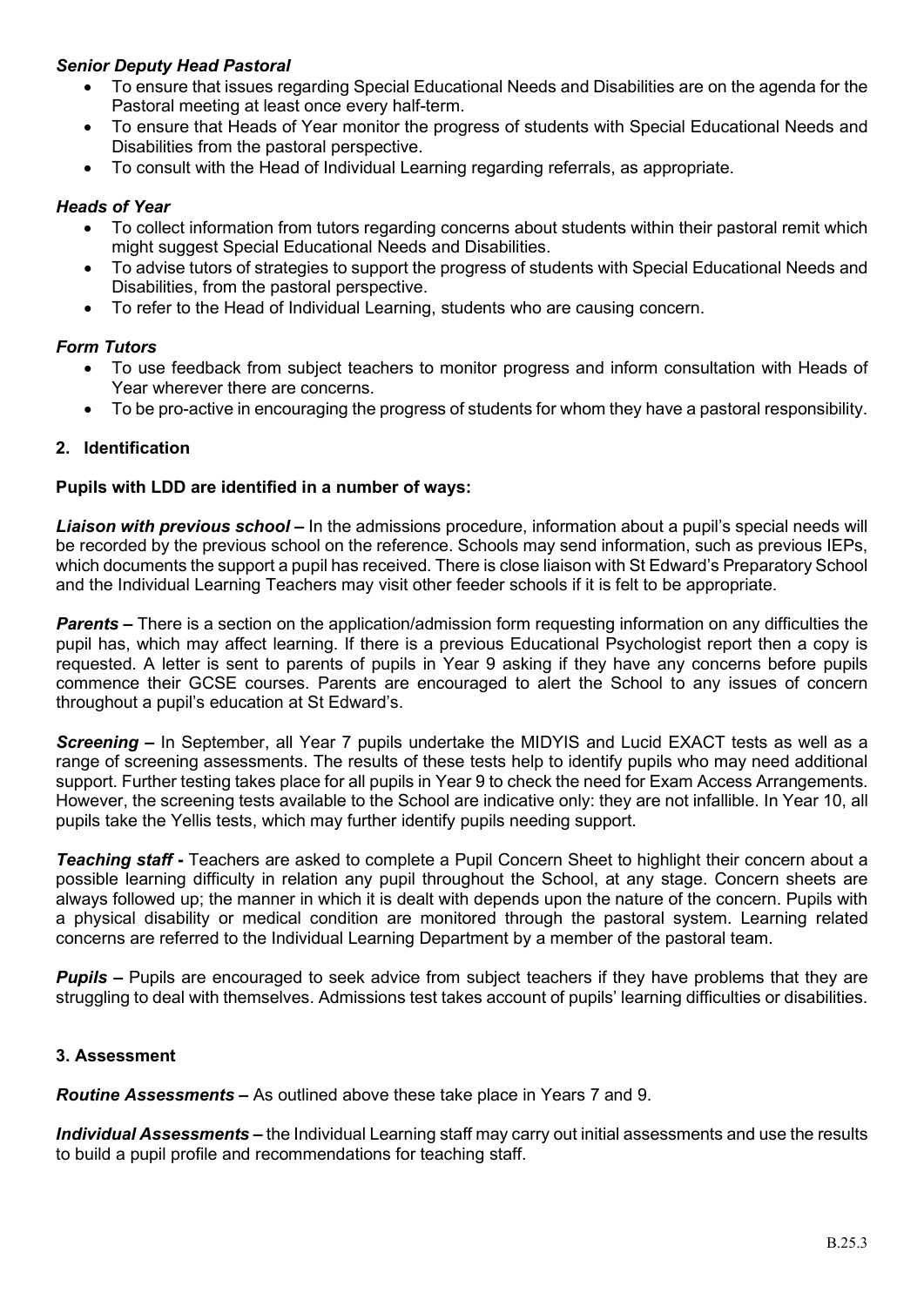*Senior Deputy Head Pastoral*

- To ensure that issues regarding Special Educational Needs and Disabilities are on the agenda for the Pastoral meeting at least once every half-term.
- To ensure that Heads of Year monitor the progress of students with Special Educational Needs and Disabilities from the pastoral perspective.
- To consult with the Head of Individual Learning regarding referrals, as appropriate.

*Heads of Year*

- To collect information from tutors regarding concerns about students within their pastoral remit which might suggest Special Educational Needs and Disabilities.
- To advise tutors of strategies to support the progress of students with Special Educational Needs and Disabilities, from the pastoral perspective.
- To refer to the Head of Individual Learning, students who are causing concern.

*Form Tutors*

- To use feedback from subject teachers to monitor progress and inform consultation with Heads of Year wherever there are concerns.
- To be pro-active in encouraging the progress of students for whom they have a pastoral responsibility.

## 2. Identification

**Pupils with LDD are identified in a number of ways:**

***Liaison with previous school –*** In the admissions procedure, information about a pupil's special needs will be recorded by the previous school on the reference. Schools may send information, such as previous IEPs, which documents the support a pupil has received. There is close liaison with St Edward's Preparatory School and the Individual Learning Teachers may visit other feeder schools if it is felt to be appropriate.

***Parents –*** There is a section on the application/admission form requesting information on any difficulties the pupil has, which may affect learning. If there is a previous Educational Psychologist report then a copy is requested. A letter is sent to parents of pupils in Year 9 asking if they have any concerns before pupils commence their GCSE courses. Parents are encouraged to alert the School to any issues of concern throughout a pupil's education at St Edward's.

***Screening –*** In September, all Year 7 pupils undertake the MIDYIS and Lucid EXACT tests as well as a range of screening assessments. The results of these tests help to identify pupils who may need additional support. Further testing takes place for all pupils in Year 9 to check the need for Exam Access Arrangements. However, the screening tests available to the School are indicative only: they are not infallible. In Year 10, all pupils take the Yellis tests, which may further identify pupils needing support.

***Teaching staff -*** Teachers are asked to complete a Pupil Concern Sheet to highlight their concern about a possible learning difficulty in relation any pupil throughout the School, at any stage. Concern sheets are always followed up; the manner in which it is dealt with depends upon the nature of the concern. Pupils with a physical disability or medical condition are monitored through the pastoral system. Learning related concerns are referred to the Individual Learning Department by a member of the pastoral team.

***Pupils –*** Pupils are encouraged to seek advice from subject teachers if they have problems that they are struggling to deal with themselves. Admissions test takes account of pupils' learning difficulties or disabilities.

## 3. Assessment

***Routine Assessments –*** As outlined above these take place in Years 7 and 9.

***Individual Assessments –*** the Individual Learning staff may carry out initial assessments and use the results to build a pupil profile and recommendations for teaching staff.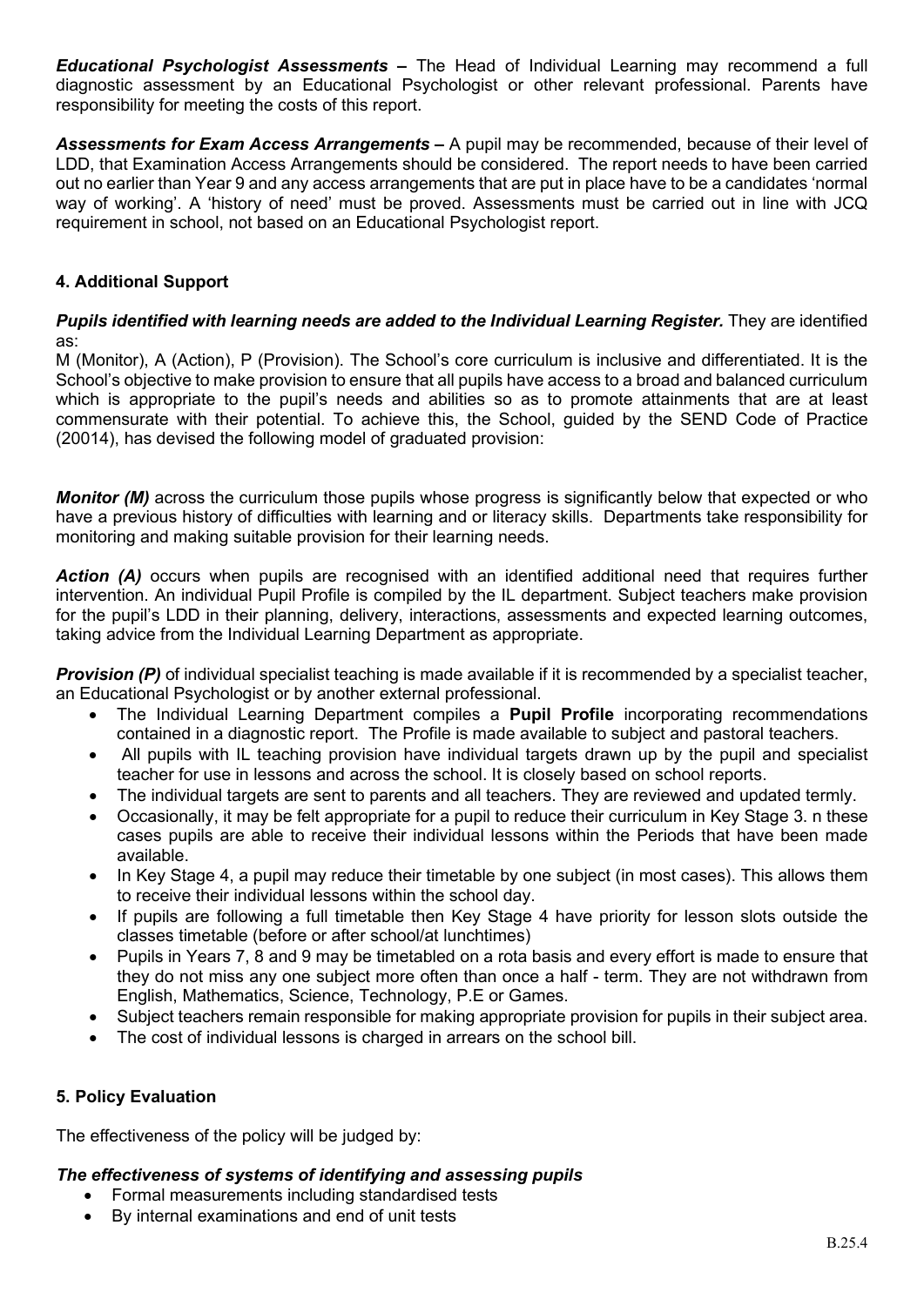***Educational Psychologist Assessments –*** The Head of Individual Learning may recommend a full diagnostic assessment by an Educational Psychologist or other relevant professional. Parents have responsibility for meeting the costs of this report.

***Assessments for Exam Access Arrangements –*** A pupil may be recommended, because of their level of LDD, that Examination Access Arrangements should be considered. The report needs to have been carried out no earlier than Year 9 and any access arrangements that are put in place have to be a candidates 'normal way of working'. A 'history of need' must be proved. Assessments must be carried out in line with JCQ requirement in school, not based on an Educational Psychologist report.

### 4. Additional Support

***Pupils identified with learning needs are added to the Individual Learning Register.*** They are identified as:

M (Monitor), A (Action), P (Provision). The School's core curriculum is inclusive and differentiated. It is the School's objective to make provision to ensure that all pupils have access to a broad and balanced curriculum which is appropriate to the pupil's needs and abilities so as to promote attainments that are at least commensurate with their potential. To achieve this, the School, guided by the SEND Code of Practice (20014), has devised the following model of graduated provision:

***Monitor (M)*** across the curriculum those pupils whose progress is significantly below that expected or who have a previous history of difficulties with learning and or literacy skills. Departments take responsibility for monitoring and making suitable provision for their learning needs.

***Action (A)*** occurs when pupils are recognised with an identified additional need that requires further intervention. An individual Pupil Profile is compiled by the IL department. Subject teachers make provision for the pupil's LDD in their planning, delivery, interactions, assessments and expected learning outcomes, taking advice from the Individual Learning Department as appropriate.

***Provision (P)*** of individual specialist teaching is made available if it is recommended by a specialist teacher, an Educational Psychologist or by another external professional.

- The Individual Learning Department compiles a **Pupil Profile** incorporating recommendations contained in a diagnostic report. The Profile is made available to subject and pastoral teachers.
- All pupils with IL teaching provision have individual targets drawn up by the pupil and specialist teacher for use in lessons and across the school. It is closely based on school reports.
- The individual targets are sent to parents and all teachers. They are reviewed and updated termly.
- Occasionally, it may be felt appropriate for a pupil to reduce their curriculum in Key Stage 3. n these cases pupils are able to receive their individual lessons within the Periods that have been made available.
- In Key Stage 4, a pupil may reduce their timetable by one subject (in most cases). This allows them to receive their individual lessons within the school day.
- If pupils are following a full timetable then Key Stage 4 have priority for lesson slots outside the classes timetable (before or after school/at lunchtimes)
- Pupils in Years 7, 8 and 9 may be timetabled on a rota basis and every effort is made to ensure that they do not miss any one subject more often than once a half - term. They are not withdrawn from English, Mathematics, Science, Technology, P.E or Games.
- Subject teachers remain responsible for making appropriate provision for pupils in their subject area.
- The cost of individual lessons is charged in arrears on the school bill.

### 5. Policy Evaluation

The effectiveness of the policy will be judged by:

***The effectiveness of systems of identifying and assessing pupils***

- Formal measurements including standardised tests
- By internal examinations and end of unit tests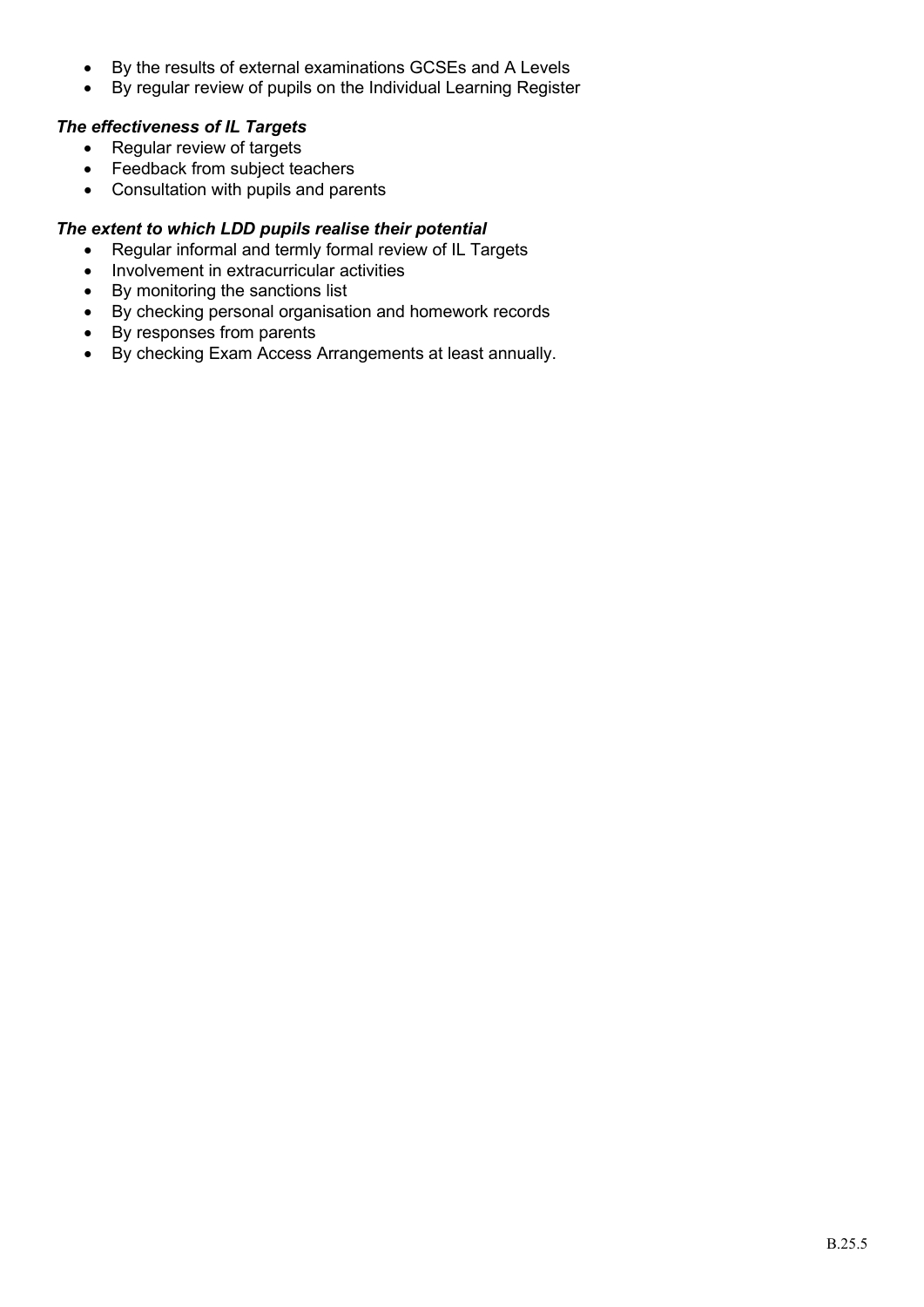- By the results of external examinations GCSEs and A Levels
- By regular review of pupils on the Individual Learning Register

***The effectiveness of IL Targets***

- Regular review of targets
- Feedback from subject teachers
- Consultation with pupils and parents

***The extent to which LDD pupils realise their potential***

- Regular informal and termly formal review of IL Targets
- Involvement in extracurricular activities
- By monitoring the sanctions list
- By checking personal organisation and homework records
- By responses from parents
- By checking Exam Access Arrangements at least annually.